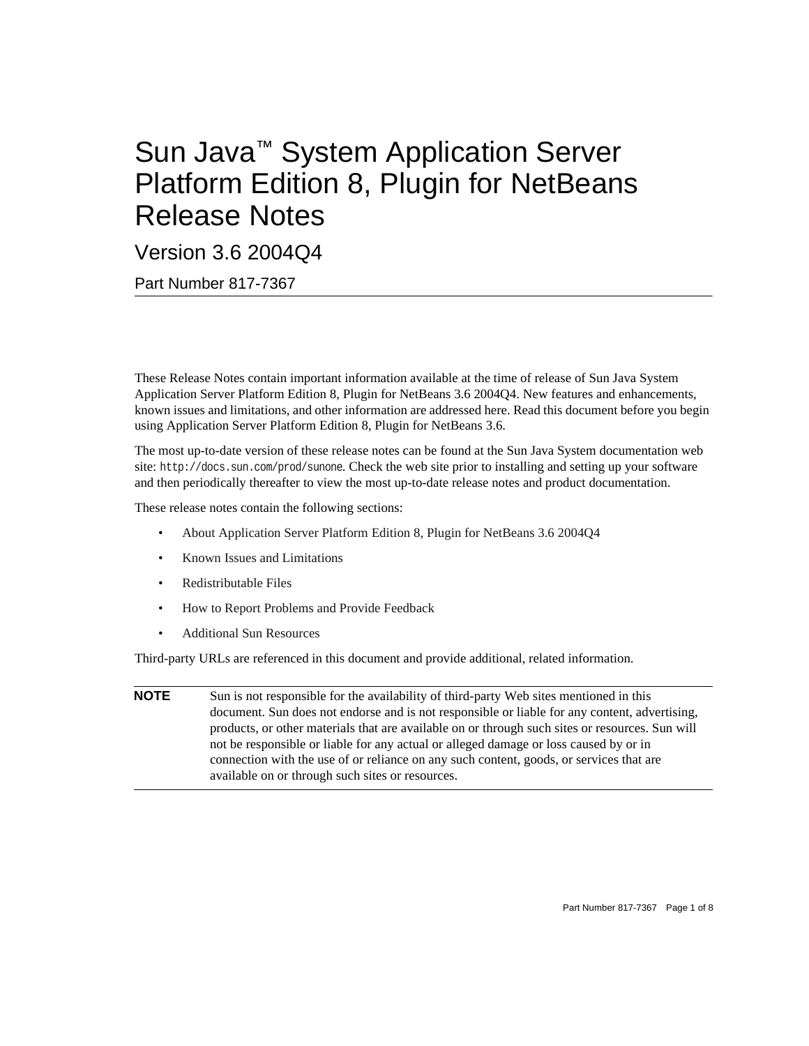# Sun Java™ System Application Server Platform Edition 8, Plugin for NetBeans Release Notes

## Version 3.6 2004Q4

### Part Number 817-7367

These Release Notes contain important information available at the time of release of Sun Java System Application Server Platform Edition 8, Plugin for NetBeans 3.6 2004Q4. New features and enhancements, known issues and limitations, and other information are addressed here. Read this document before you begin using Application Server Platform Edition 8, Plugin for NetBeans 3.6.

The most up-to-date version of these release notes can be found at the Sun Java System documentation web site: `http://docs.sun.com/prod/sunone`. Check the web site prior to installing and setting up your software and then periodically thereafter to view the most up-to-date release notes and product documentation.

These release notes contain the following sections:

- About Application Server Platform Edition 8, Plugin for NetBeans 3.6 2004Q4
- Known Issues and Limitations
- Redistributable Files
- How to Report Problems and Provide Feedback
- Additional Sun Resources

Third-party URLs are referenced in this document and provide additional, related information.

**NOTE** Sun is not responsible for the availability of third-party Web sites mentioned in this document. Sun does not endorse and is not responsible or liable for any content, advertising, products, or other materials that are available on or through such sites or resources. Sun will not be responsible or liable for any actual or alleged damage or loss caused by or in connection with the use of or reliance on any such content, goods, or services that are available on or through such sites or resources.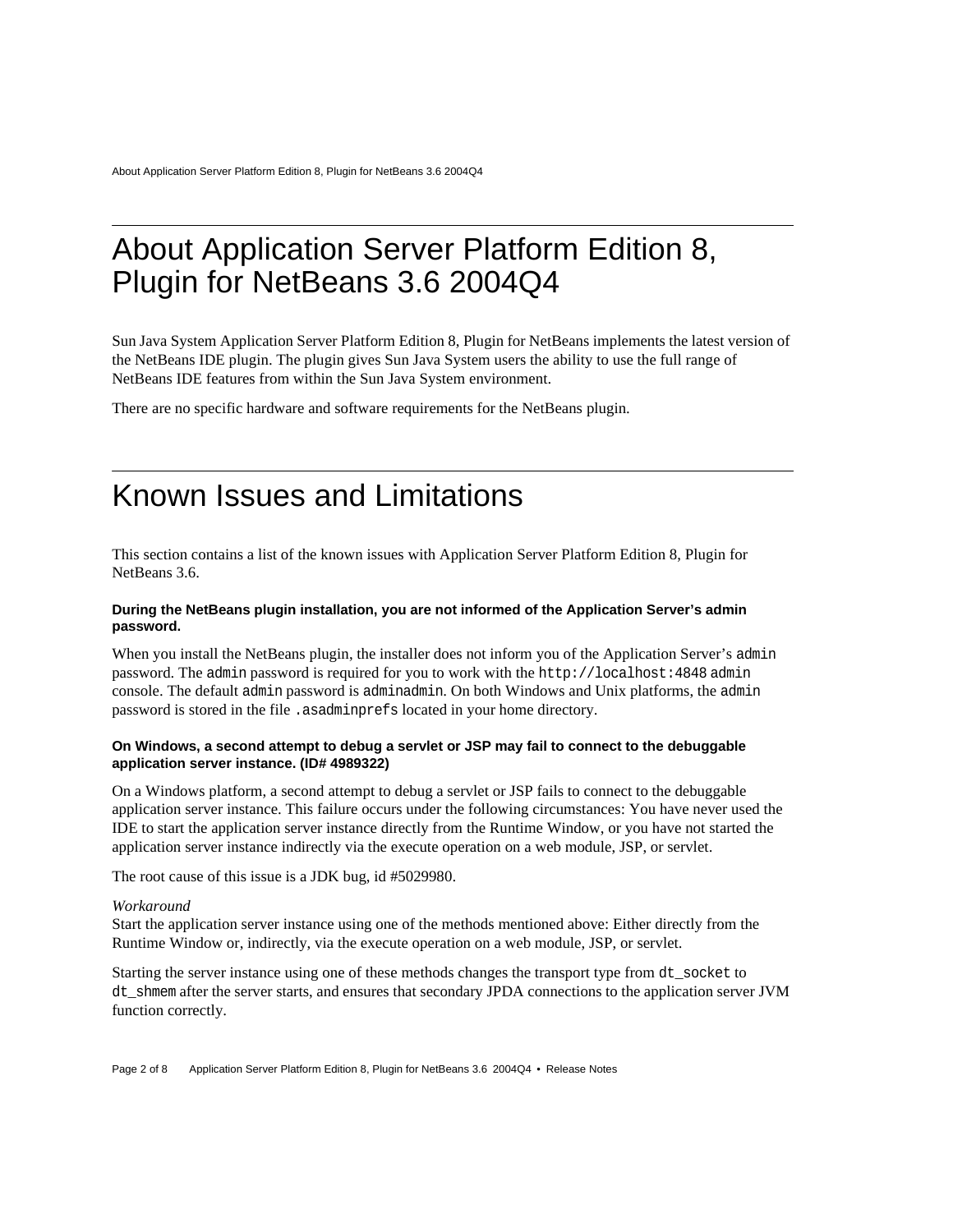# About Application Server Platform Edition 8, Plugin for NetBeans 3.6 2004Q4

Sun Java System Application Server Platform Edition 8, Plugin for NetBeans implements the latest version of the NetBeans IDE plugin. The plugin gives Sun Java System users the ability to use the full range of NetBeans IDE features from within the Sun Java System environment.

There are no specific hardware and software requirements for the NetBeans plugin.

# Known Issues and Limitations

This section contains a list of the known issues with Application Server Platform Edition 8, Plugin for NetBeans 3.6.

#### During the NetBeans plugin installation, you are not informed of the Application Server's admin password.

When you install the NetBeans plugin, the installer does not inform you of the Application Server's `admin` password. The `admin` password is required for you to work with the `http://localhost:4848` `admin` console. The default `admin` password is `adminadmin`. On both Windows and Unix platforms, the `admin` password is stored in the file `.asadminprefs` located in your home directory.

#### On Windows, a second attempt to debug a servlet or JSP may fail to connect to the debuggable application server instance. (ID# 4989322)

On a Windows platform, a second attempt to debug a servlet or JSP fails to connect to the debuggable application server instance. This failure occurs under the following circumstances: You have never used the IDE to start the application server instance directly from the Runtime Window, or you have not started the application server instance indirectly via the execute operation on a web module, JSP, or servlet.

The root cause of this issue is a JDK bug, id #5029980.

*Workaround*
Start the application server instance using one of the methods mentioned above: Either directly from the Runtime Window or, indirectly, via the execute operation on a web module, JSP, or servlet.

Starting the server instance using one of these methods changes the transport type from `dt_socket` to `dt_shmem` after the server starts, and ensures that secondary JPDA connections to the application server JVM function correctly.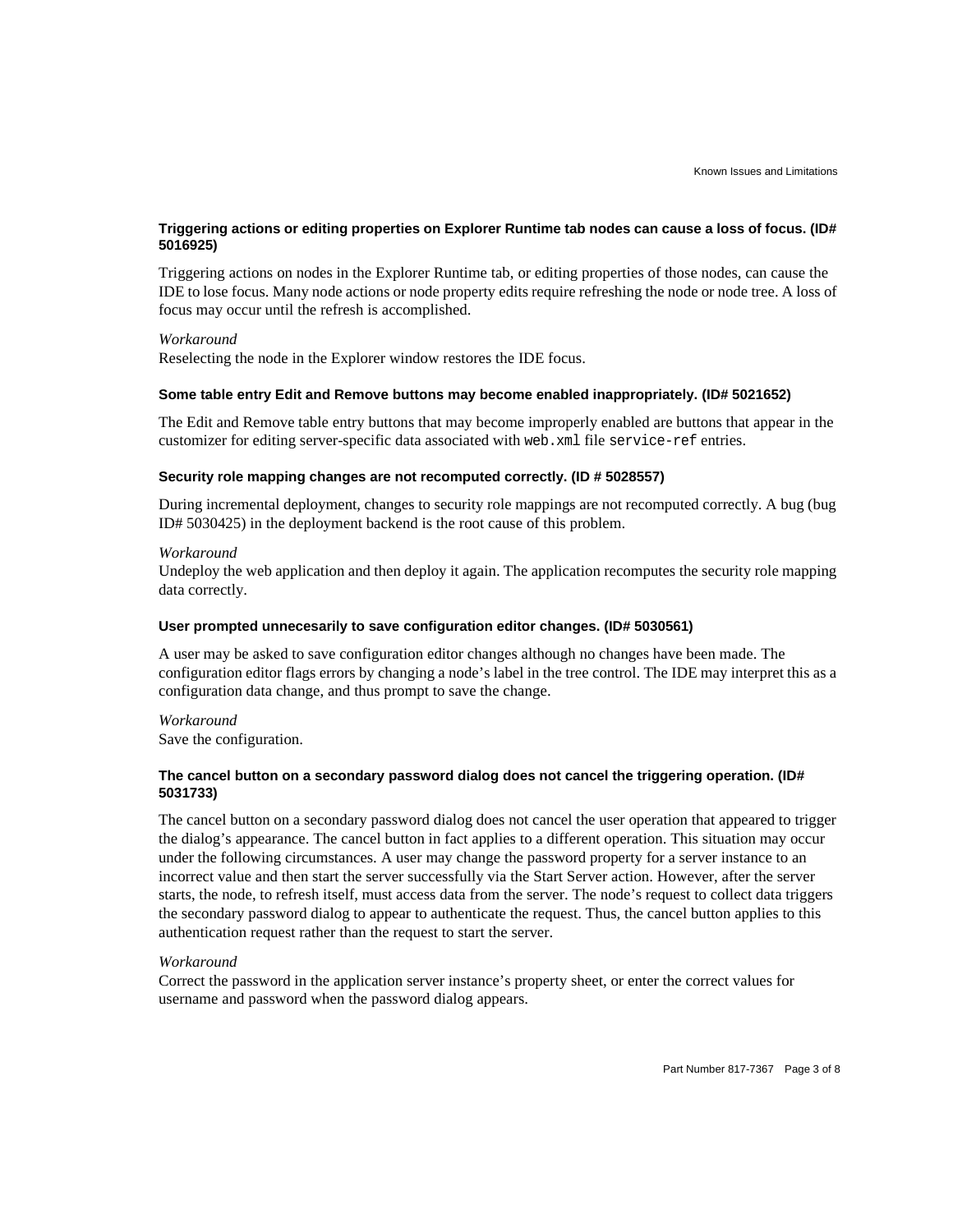#### Triggering actions or editing properties on Explorer Runtime tab nodes can cause a loss of focus. (ID# 5016925)

Triggering actions on nodes in the Explorer Runtime tab, or editing properties of those nodes, can cause the IDE to lose focus. Many node actions or node property edits require refreshing the node or node tree. A loss of focus may occur until the refresh is accomplished.

*Workaround*
Reselecting the node in the Explorer window restores the IDE focus.

#### Some table entry Edit and Remove buttons may become enabled inappropriately. (ID# 5021652)

The Edit and Remove table entry buttons that may become improperly enabled are buttons that appear in the customizer for editing server-specific data associated with `web.xml` file `service-ref` entries.

#### Security role mapping changes are not recomputed correctly. (ID # 5028557)

During incremental deployment, changes to security role mappings are not recomputed correctly. A bug (bug ID# 5030425) in the deployment backend is the root cause of this problem.

*Workaround*
Undeploy the web application and then deploy it again. The application recomputes the security role mapping data correctly.

#### User prompted unnecesarily to save configuration editor changes. (ID# 5030561)

A user may be asked to save configuration editor changes although no changes have been made. The configuration editor flags errors by changing a node's label in the tree control. The IDE may interpret this as a configuration data change, and thus prompt to save the change.

*Workaround*
Save the configuration.

#### The cancel button on a secondary password dialog does not cancel the triggering operation. (ID# 5031733)

The cancel button on a secondary password dialog does not cancel the user operation that appeared to trigger the dialog's appearance. The cancel button in fact applies to a different operation. This situation may occur under the following circumstances. A user may change the password property for a server instance to an incorrect value and then start the server successfully via the Start Server action. However, after the server starts, the node, to refresh itself, must access data from the server. The node's request to collect data triggers the secondary password dialog to appear to authenticate the request. Thus, the cancel button applies to this authentication request rather than the request to start the server.

*Workaround*
Correct the password in the application server instance's property sheet, or enter the correct values for username and password when the password dialog appears.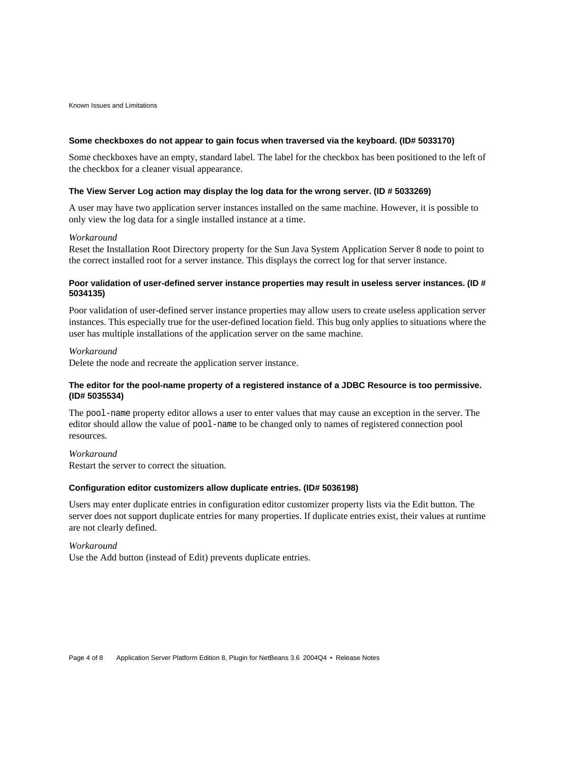#### Some checkboxes do not appear to gain focus when traversed via the keyboard. (ID# 5033170)

Some checkboxes have an empty, standard label. The label for the checkbox has been positioned to the left of the checkbox for a cleaner visual appearance.

#### The View Server Log action may display the log data for the wrong server. (ID # 5033269)

A user may have two application server instances installed on the same machine. However, it is possible to only view the log data for a single installed instance at a time.

*Workaround*
Reset the Installation Root Directory property for the Sun Java System Application Server 8 node to point to the correct installed root for a server instance. This displays the correct log for that server instance.

#### Poor validation of user-defined server instance properties may result in useless server instances. (ID # 5034135)

Poor validation of user-defined server instance properties may allow users to create useless application server instances. This especially true for the user-defined location field. This bug only applies to situations where the user has multiple installations of the application server on the same machine.

*Workaround*
Delete the node and recreate the application server instance.

#### The editor for the pool-name property of a registered instance of a JDBC Resource is too permissive. (ID# 5035534)

The `pool-name` property editor allows a user to enter values that may cause an exception in the server. The editor should allow the value of `pool-name` to be changed only to names of registered connection pool resources.

*Workaround*
Restart the server to correct the situation.

#### Configuration editor customizers allow duplicate entries. (ID# 5036198)

Users may enter duplicate entries in configuration editor customizer property lists via the Edit button. The server does not support duplicate entries for many properties. If duplicate entries exist, their values at runtime are not clearly defined.

*Workaround*
Use the Add button (instead of Edit) prevents duplicate entries.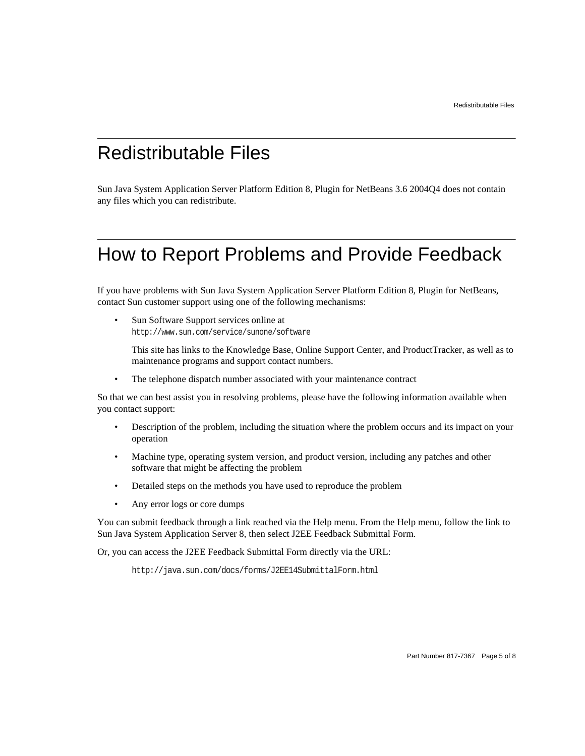# Redistributable Files

Sun Java System Application Server Platform Edition 8, Plugin for NetBeans 3.6 2004Q4 does not contain any files which you can redistribute.

# How to Report Problems and Provide Feedback

If you have problems with Sun Java System Application Server Platform Edition 8, Plugin for NetBeans, contact Sun customer support using one of the following mechanisms:

- Sun Software Support services online at `http://www.sun.com/service/sunone/software`

  This site has links to the Knowledge Base, Online Support Center, and ProductTracker, as well as to maintenance programs and support contact numbers.

- The telephone dispatch number associated with your maintenance contract

So that we can best assist you in resolving problems, please have the following information available when you contact support:

- Description of the problem, including the situation where the problem occurs and its impact on your operation
- Machine type, operating system version, and product version, including any patches and other software that might be affecting the problem
- Detailed steps on the methods you have used to reproduce the problem
- Any error logs or core dumps

You can submit feedback through a link reached via the Help menu. From the Help menu, follow the link to Sun Java System Application Server 8, then select J2EE Feedback Submittal Form.

Or, you can access the J2EE Feedback Submittal Form directly via the URL:

```
http://java.sun.com/docs/forms/J2EE14SubmittalForm.html
```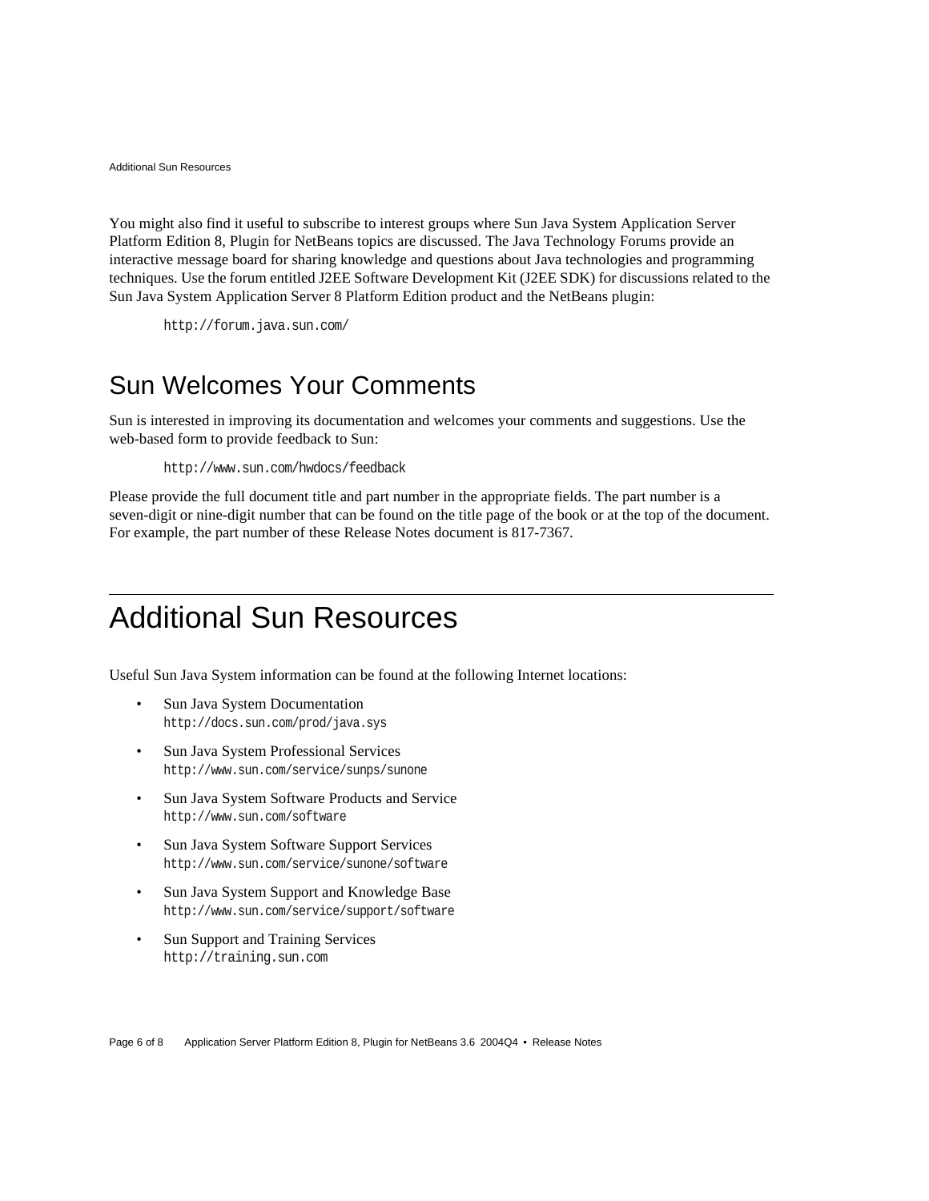You might also find it useful to subscribe to interest groups where Sun Java System Application Server Platform Edition 8, Plugin for NetBeans topics are discussed. The Java Technology Forums provide an interactive message board for sharing knowledge and questions about Java technologies and programming techniques. Use the forum entitled J2EE Software Development Kit (J2EE SDK) for discussions related to the Sun Java System Application Server 8 Platform Edition product and the NetBeans plugin:

`http://forum.java.sun.com/`

## Sun Welcomes Your Comments

Sun is interested in improving its documentation and welcomes your comments and suggestions. Use the web-based form to provide feedback to Sun:

`http://www.sun.com/hwdocs/feedback`

Please provide the full document title and part number in the appropriate fields. The part number is a seven-digit or nine-digit number that can be found on the title page of the book or at the top of the document. For example, the part number of these Release Notes document is 817-7367.

# Additional Sun Resources

Useful Sun Java System information can be found at the following Internet locations:

- Sun Java System Documentation
  `http://docs.sun.com/prod/java.sys`
- Sun Java System Professional Services
  `http://www.sun.com/service/sunps/sunone`
- Sun Java System Software Products and Service
  `http://www.sun.com/software`
- Sun Java System Software Support Services
  `http://www.sun.com/service/sunone/software`
- Sun Java System Support and Knowledge Base
  `http://www.sun.com/service/support/software`
- Sun Support and Training Services
  `http://training.sun.com`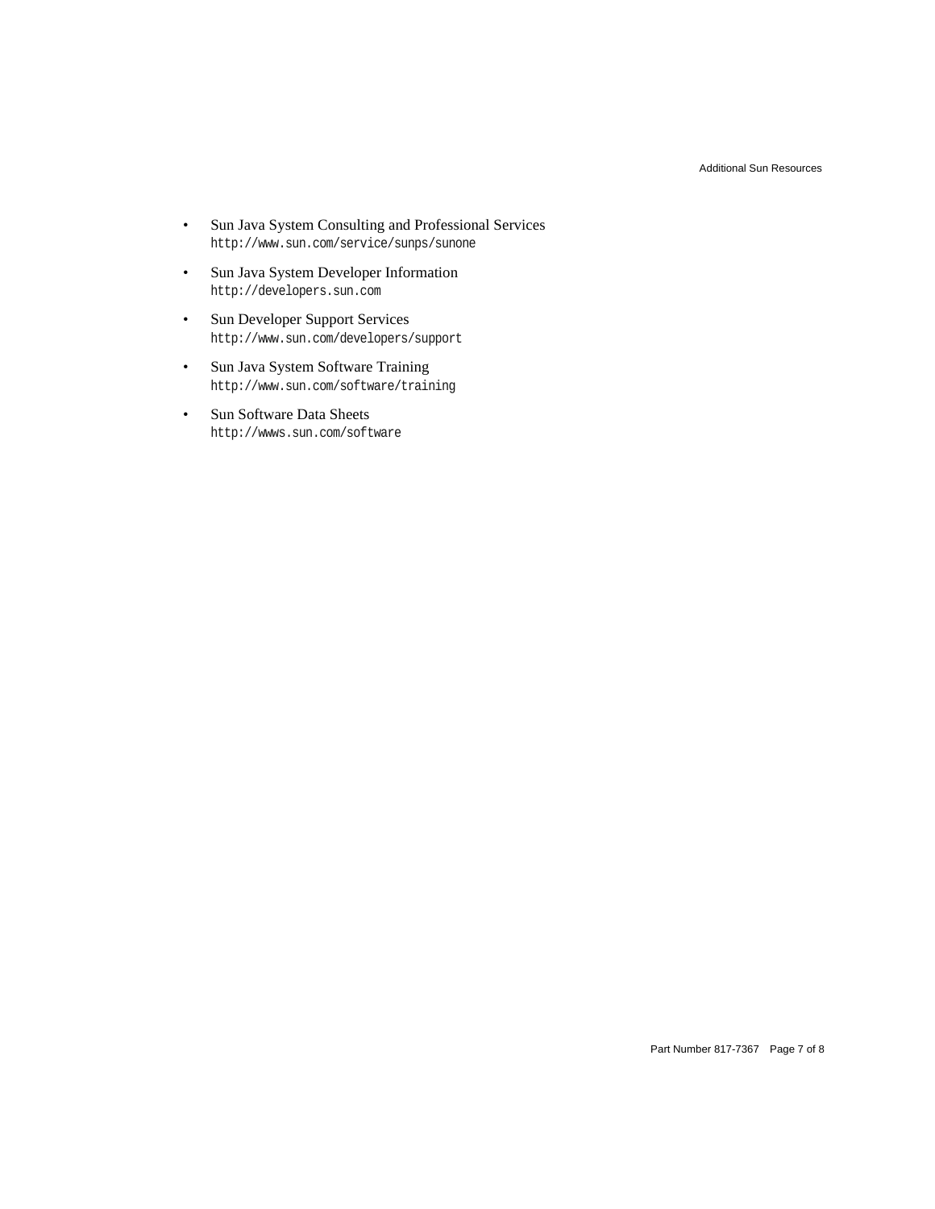- Sun Java System Consulting and Professional Services
  `http://www.sun.com/service/sunps/sunone`
- Sun Java System Developer Information
  `http://developers.sun.com`
- Sun Developer Support Services
  `http://www.sun.com/developers/support`
- Sun Java System Software Training
  `http://www.sun.com/software/training`
- Sun Software Data Sheets
  `http://wwws.sun.com/software`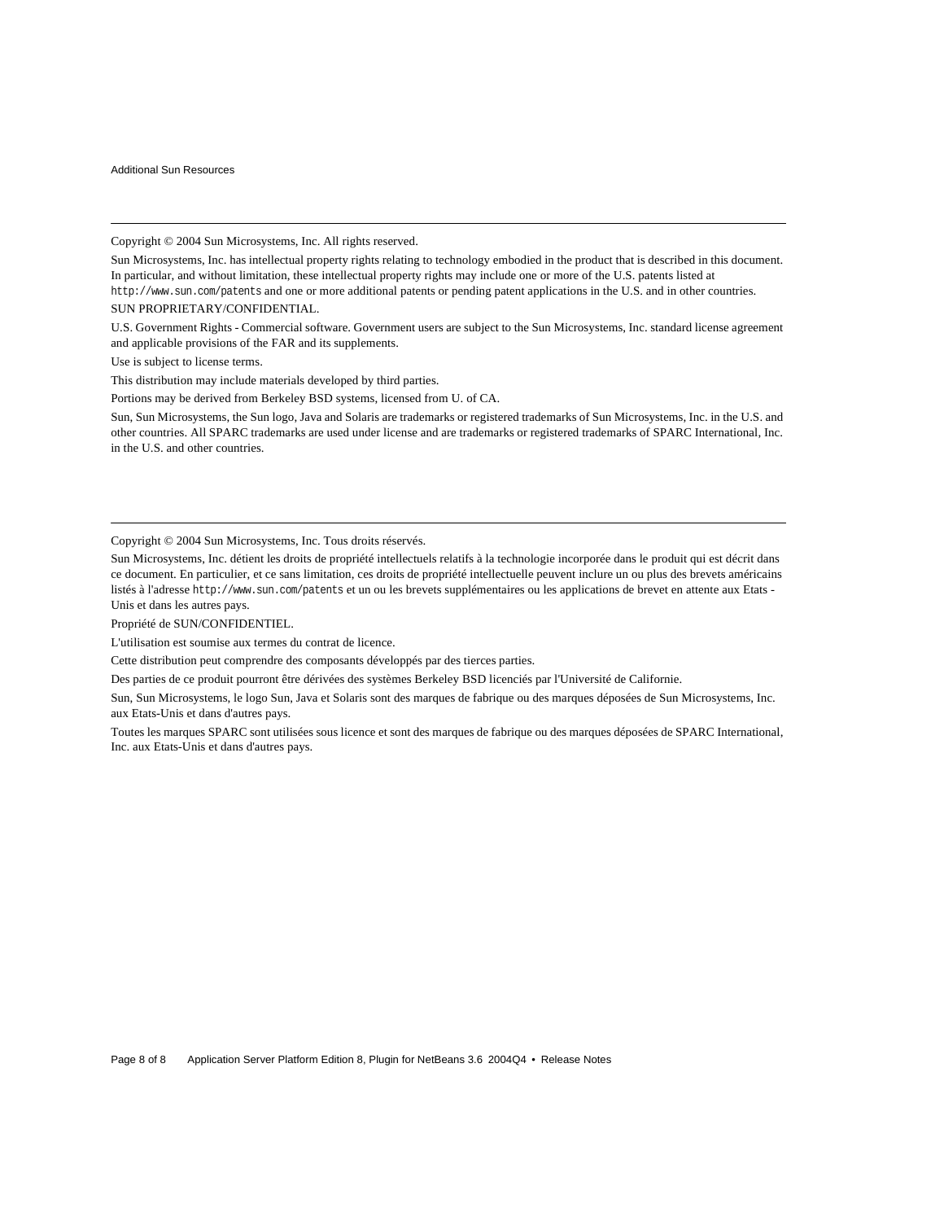Copyright © 2004 Sun Microsystems, Inc. All rights reserved.

Sun Microsystems, Inc. has intellectual property rights relating to technology embodied in the product that is described in this document. In particular, and without limitation, these intellectual property rights may include one or more of the U.S. patents listed at `http://www.sun.com/patents` and one or more additional patents or pending patent applications in the U.S. and in other countries.

SUN PROPRIETARY/CONFIDENTIAL.

U.S. Government Rights - Commercial software. Government users are subject to the Sun Microsystems, Inc. standard license agreement and applicable provisions of the FAR and its supplements.

Use is subject to license terms.

This distribution may include materials developed by third parties.

Portions may be derived from Berkeley BSD systems, licensed from U. of CA.

Sun, Sun Microsystems, the Sun logo, Java and Solaris are trademarks or registered trademarks of Sun Microsystems, Inc. in the U.S. and other countries. All SPARC trademarks are used under license and are trademarks or registered trademarks of SPARC International, Inc. in the U.S. and other countries.

---

Copyright © 2004 Sun Microsystems, Inc. Tous droits réservés.

Sun Microsystems, Inc. détient les droits de propriété intellectuels relatifs à la technologie incorporée dans le produit qui est décrit dans ce document. En particulier, et ce sans limitation, ces droits de propriété intellectuelle peuvent inclure un ou plus des brevets américains listés à l'adresse `http://www.sun.com/patents` et un ou les brevets supplémentaires ou les applications de brevet en attente aux Etats - Unis et dans les autres pays.

Propriété de SUN/CONFIDENTIEL.

L'utilisation est soumise aux termes du contrat de licence.

Cette distribution peut comprendre des composants développés par des tierces parties.

Des parties de ce produit pourront être dérivées des systèmes Berkeley BSD licenciés par l'Université de Californie.

Sun, Sun Microsystems, le logo Sun, Java et Solaris sont des marques de fabrique ou des marques déposées de Sun Microsystems, Inc. aux Etats-Unis et dans d'autres pays.

Toutes les marques SPARC sont utilisées sous licence et sont des marques de fabrique ou des marques déposées de SPARC International, Inc. aux Etats-Unis et dans d'autres pays.